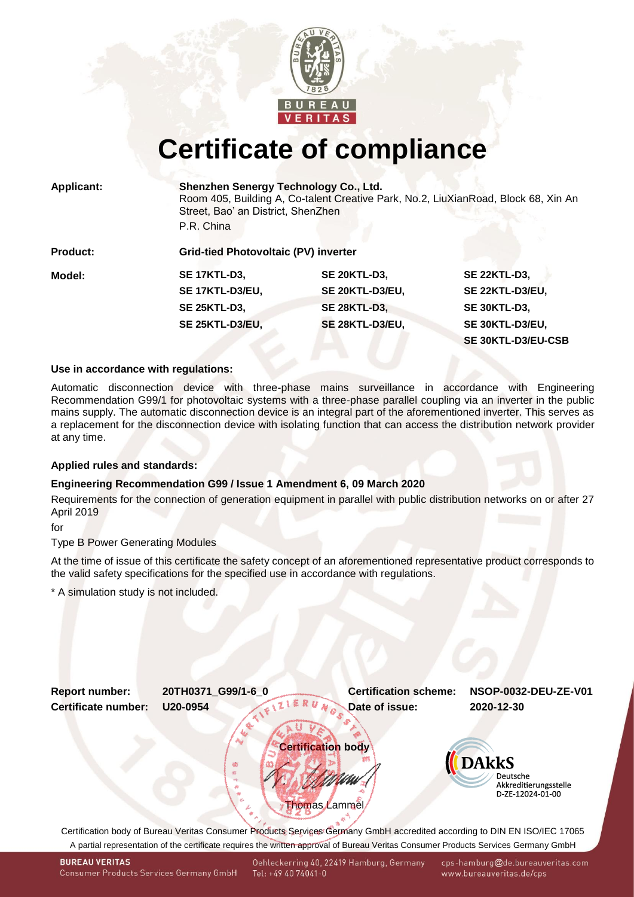# Certificate of compliance

| | |
|---|---|
| **Applicant:** | **Shenzhen Senergy Technology Co., Ltd.**<br>Room 405, Building A, Co-talent Creative Park, No.2, LiuXianRoad, Block 68, Xin An Street, Bao' an District, ShenZhen<br>P.R. China |
| **Product:** | **Grid-tied Photovoltaic (PV) inverter** |

| **Model:** | | | |
|---|---|---|---|
| | **SE 17KTL-D3,** | **SE 20KTL-D3,** | **SE 22KTL-D3,** |
| | **SE 17KTL-D3/EU,** | **SE 20KTL-D3/EU,** | **SE 22KTL-D3/EU,** |
| | **SE 25KTL-D3,** | **SE 28KTL-D3,** | **SE 30KTL-D3,** |
| | **SE 25KTL-D3/EU,** | **SE 28KTL-D3/EU,** | **SE 30KTL-D3/EU,** |
| | | | **SE 30KTL-D3/EU-CSB** |

**Use in accordance with regulations:**

Automatic disconnection device with three-phase mains surveillance in accordance with Engineering Recommendation G99/1 for photovoltaic systems with a three-phase parallel coupling via an inverter in the public mains supply. The automatic disconnection device is an integral part of the aforementioned inverter. This serves as a replacement for the disconnection device with isolating function that can access the distribution network provider at any time.

**Applied rules and standards:**

**Engineering Recommendation G99 / Issue 1 Amendment 6, 09 March 2020**

Requirements for the connection of generation equipment in parallel with public distribution networks on or after 27 April 2019

for

Type B Power Generating Modules

At the time of issue of this certificate the safety concept of an aforementioned representative product corresponds to the valid safety specifications for the specified use in accordance with regulations.

* A simulation study is not included.

| | | | |
|---|---|---|---|
| **Report number:** | **20TH0371_G99/1-6_0** | **Certification scheme:** | **NSOP-0032-DEU-ZE-V01** |
| **Certificate number:** | **U20-0954** | **Date of issue:** | **2020-12-30** |

**Certification body**

Thomas Lammel

DAkkS Deutsche Akkreditierungsstelle D-ZE-12024-01-00

Certification body of Bureau Veritas Consumer Products Services Germany GmbH accredited according to DIN EN ISO/IEC 17065

A partial representation of the certificate requires the written approval of Bureau Veritas Consumer Products Services Germany GmbH

BUREAU VERITAS Consumer Products Services Germany GmbH · Oehleckerring 40, 22419 Hamburg, Germany · Tel: +49 40 74041-0 · cps-hamburg@de.bureauveritas.com · www.bureauveritas.de/cps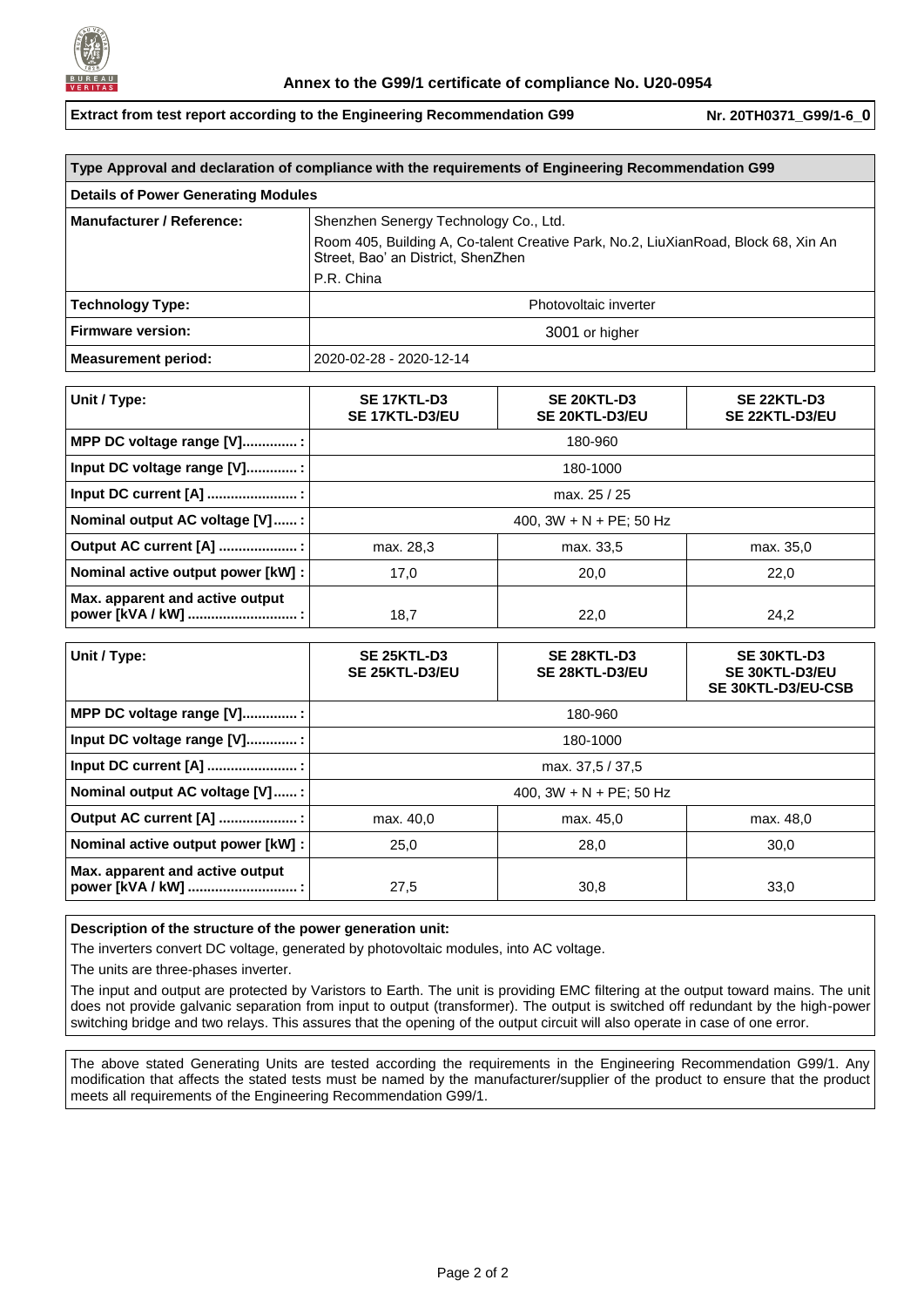**Annex to the G99/1 certificate of compliance No. U20-0954**

| Extract from test report according to the Engineering Recommendation G99 | Nr. 20TH0371_G99/1-6_0 |
|---|---|

| Type Approval and declaration of compliance with the requirements of Engineering Recommendation G99 | |
|---|---|
| **Details of Power Generating Modules** | |
| **Manufacturer / Reference:** | Shenzhen Senergy Technology Co., Ltd.<br>Room 405, Building A, Co-talent Creative Park, No.2, LiuXianRoad, Block 68, Xin An Street, Bao' an District, ShenZhen<br>P.R. China |
| **Technology Type:** | Photovoltaic inverter |
| **Firmware version:** | 3001 or higher |
| **Measurement period:** | 2020-02-28 - 2020-12-14 |

| Unit / Type: | SE 17KTL-D3<br>SE 17KTL-D3/EU | SE 20KTL-D3<br>SE 20KTL-D3/EU | SE 22KTL-D3<br>SE 22KTL-D3/EU |
|---|---|---|---|
| **MPP DC voltage range [V]............. :** | 180-960 | | |
| **Input DC voltage range [V]............ :** | 180-1000 | | |
| **Input DC current [A] ....................... :** | max. 25 / 25 | | |
| **Nominal output AC voltage [V]...... :** | 400, 3W + N + PE; 50 Hz | | |
| **Output AC current [A] .................... :** | max. 28,3 | max. 33,5 | max. 35,0 |
| **Nominal active output power [kW] :** | 17,0 | 20,0 | 22,0 |
| **Max. apparent and active output power [kVA / kW] ........................... :** | 18,7 | 22,0 | 24,2 |

| Unit / Type: | SE 25KTL-D3<br>SE 25KTL-D3/EU | SE 28KTL-D3<br>SE 28KTL-D3/EU | SE 30KTL-D3<br>SE 30KTL-D3/EU<br>SE 30KTL-D3/EU-CSB |
|---|---|---|---|
| **MPP DC voltage range [V]............. :** | 180-960 | | |
| **Input DC voltage range [V]............ :** | 180-1000 | | |
| **Input DC current [A] ....................... :** | max. 37,5 / 37,5 | | |
| **Nominal output AC voltage [V]...... :** | 400, 3W + N + PE; 50 Hz | | |
| **Output AC current [A] .................... :** | max. 40,0 | max. 45,0 | max. 48,0 |
| **Nominal active output power [kW] :** | 25,0 | 28,0 | 30,0 |
| **Max. apparent and active output power [kVA / kW] ........................... :** | 27,5 | 30,8 | 33,0 |

**Description of the structure of the power generation unit:**

The inverters convert DC voltage, generated by photovoltaic modules, into AC voltage.

The units are three-phases inverter.

The input and output are protected by Varistors to Earth. The unit is providing EMC filtering at the output toward mains. The unit does not provide galvanic separation from input to output (transformer). The output is switched off redundant by the high-power switching bridge and two relays. This assures that the opening of the output circuit will also operate in case of one error.

The above stated Generating Units are tested according the requirements in the Engineering Recommendation G99/1. Any modification that affects the stated tests must be named by the manufacturer/supplier of the product to ensure that the product meets all requirements of the Engineering Recommendation G99/1.